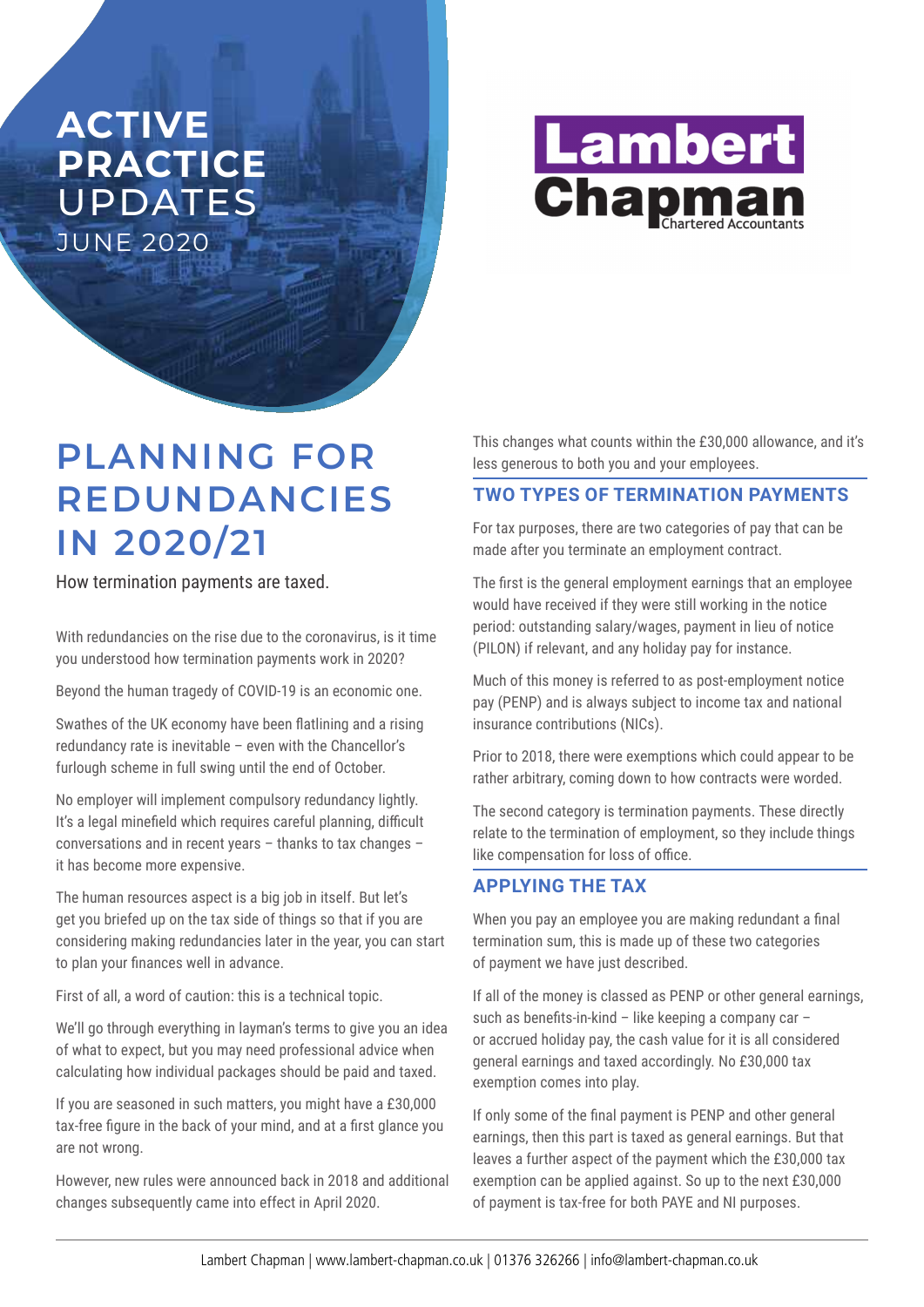**ACTIVE PRACTICE** UPDATES

JUNE 2020

**Lambert Chapman**
Chartered Accountants

# PLANNING FOR REDUNDANCIES IN 2020/21

How termination payments are taxed.

With redundancies on the rise due to the coronavirus, is it time you understood how termination payments work in 2020?

Beyond the human tragedy of COVID-19 is an economic one.

Swathes of the UK economy have been flatlining and a rising redundancy rate is inevitable – even with the Chancellor's furlough scheme in full swing until the end of October.

No employer will implement compulsory redundancy lightly. It's a legal minefield which requires careful planning, difficult conversations and in recent years – thanks to tax changes – it has become more expensive.

The human resources aspect is a big job in itself. But let's get you briefed up on the tax side of things so that if you are considering making redundancies later in the year, you can start to plan your finances well in advance.

First of all, a word of caution: this is a technical topic.

We'll go through everything in layman's terms to give you an idea of what to expect, but you may need professional advice when calculating how individual packages should be paid and taxed.

If you are seasoned in such matters, you might have a £30,000 tax-free figure in the back of your mind, and at a first glance you are not wrong.

However, new rules were announced back in 2018 and additional changes subsequently came into effect in April 2020.

This changes what counts within the £30,000 allowance, and it's less generous to both you and your employees.

## TWO TYPES OF TERMINATION PAYMENTS

For tax purposes, there are two categories of pay that can be made after you terminate an employment contract.

The first is the general employment earnings that an employee would have received if they were still working in the notice period: outstanding salary/wages, payment in lieu of notice (PILON) if relevant, and any holiday pay for instance.

Much of this money is referred to as post-employment notice pay (PENP) and is always subject to income tax and national insurance contributions (NICs).

Prior to 2018, there were exemptions which could appear to be rather arbitrary, coming down to how contracts were worded.

The second category is termination payments. These directly relate to the termination of employment, so they include things like compensation for loss of office.

## APPLYING THE TAX

When you pay an employee you are making redundant a final termination sum, this is made up of these two categories of payment we have just described.

If all of the money is classed as PENP or other general earnings, such as benefits-in-kind – like keeping a company car – or accrued holiday pay, the cash value for it is all considered general earnings and taxed accordingly. No £30,000 tax exemption comes into play.

If only some of the final payment is PENP and other general earnings, then this part is taxed as general earnings. But that leaves a further aspect of the payment which the £30,000 tax exemption can be applied against. So up to the next £30,000 of payment is tax-free for both PAYE and NI purposes.

Lambert Chapman | www.lambert-chapman.co.uk | 01376 326266 | info@lambert-chapman.co.uk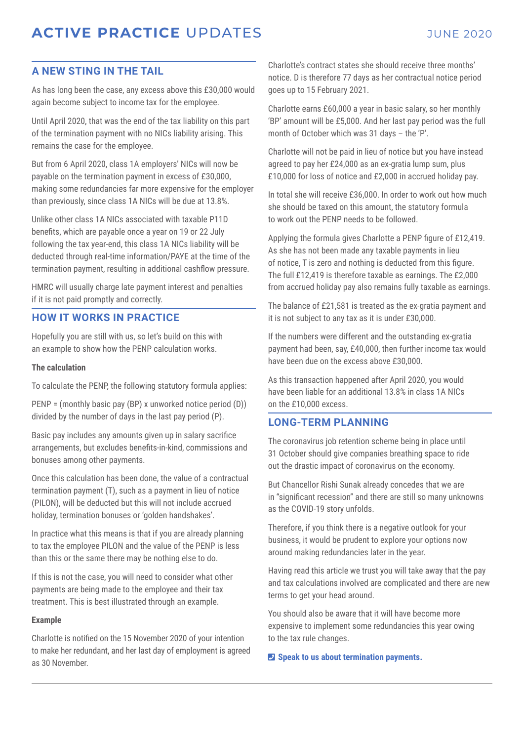## A NEW STING IN THE TAIL

As has long been the case, any excess above this £30,000 would again become subject to income tax for the employee.

Until April 2020, that was the end of the tax liability on this part of the termination payment with no NICs liability arising. This remains the case for the employee.

But from 6 April 2020, class 1A employers' NICs will now be payable on the termination payment in excess of £30,000, making some redundancies far more expensive for the employer than previously, since class 1A NICs will be due at 13.8%.

Unlike other class 1A NICs associated with taxable P11D benefits, which are payable once a year on 19 or 22 July following the tax year-end, this class 1A NICs liability will be deducted through real-time information/PAYE at the time of the termination payment, resulting in additional cashflow pressure.

HMRC will usually charge late payment interest and penalties if it is not paid promptly and correctly.

## HOW IT WORKS IN PRACTICE

Hopefully you are still with us, so let's build on this with an example to show how the PENP calculation works.

**The calculation**

To calculate the PENP, the following statutory formula applies:

PENP = (monthly basic pay (BP) x unworked notice period (D)) divided by the number of days in the last pay period (P).

Basic pay includes any amounts given up in salary sacrifice arrangements, but excludes benefits-in-kind, commissions and bonuses among other payments.

Once this calculation has been done, the value of a contractual termination payment (T), such as a payment in lieu of notice (PILON), will be deducted but this will not include accrued holiday, termination bonuses or 'golden handshakes'.

In practice what this means is that if you are already planning to tax the employee PILON and the value of the PENP is less than this or the same there may be nothing else to do.

If this is not the case, you will need to consider what other payments are being made to the employee and their tax treatment. This is best illustrated through an example.

**Example**

Charlotte is notified on the 15 November 2020 of your intention to make her redundant, and her last day of employment is agreed as 30 November.

Charlotte's contract states she should receive three months' notice. D is therefore 77 days as her contractual notice period goes up to 15 February 2021.

Charlotte earns £60,000 a year in basic salary, so her monthly 'BP' amount will be £5,000. And her last pay period was the full month of October which was 31 days – the 'P'.

Charlotte will not be paid in lieu of notice but you have instead agreed to pay her £24,000 as an ex-gratia lump sum, plus £10,000 for loss of notice and £2,000 in accrued holiday pay.

In total she will receive £36,000. In order to work out how much she should be taxed on this amount, the statutory formula to work out the PENP needs to be followed.

Applying the formula gives Charlotte a PENP figure of £12,419. As she has not been made any taxable payments in lieu of notice, T is zero and nothing is deducted from this figure. The full £12,419 is therefore taxable as earnings. The £2,000 from accrued holiday pay also remains fully taxable as earnings.

The balance of £21,581 is treated as the ex-gratia payment and it is not subject to any tax as it is under £30,000.

If the numbers were different and the outstanding ex-gratia payment had been, say, £40,000, then further income tax would have been due on the excess above £30,000.

As this transaction happened after April 2020, you would have been liable for an additional 13.8% in class 1A NICs on the £10,000 excess.

## LONG-TERM PLANNING

The coronavirus job retention scheme being in place until 31 October should give companies breathing space to ride out the drastic impact of coronavirus on the economy.

But Chancellor Rishi Sunak already concedes that we are in "significant recession" and there are still so many unknowns as the COVID-19 story unfolds.

Therefore, if you think there is a negative outlook for your business, it would be prudent to explore your options now around making redundancies later in the year.

Having read this article we trust you will take away that the pay and tax calculations involved are complicated and there are new terms to get your head around.

You should also be aware that it will have become more expensive to implement some redundancies this year owing to the tax rule changes.

**Speak to us about termination payments.**